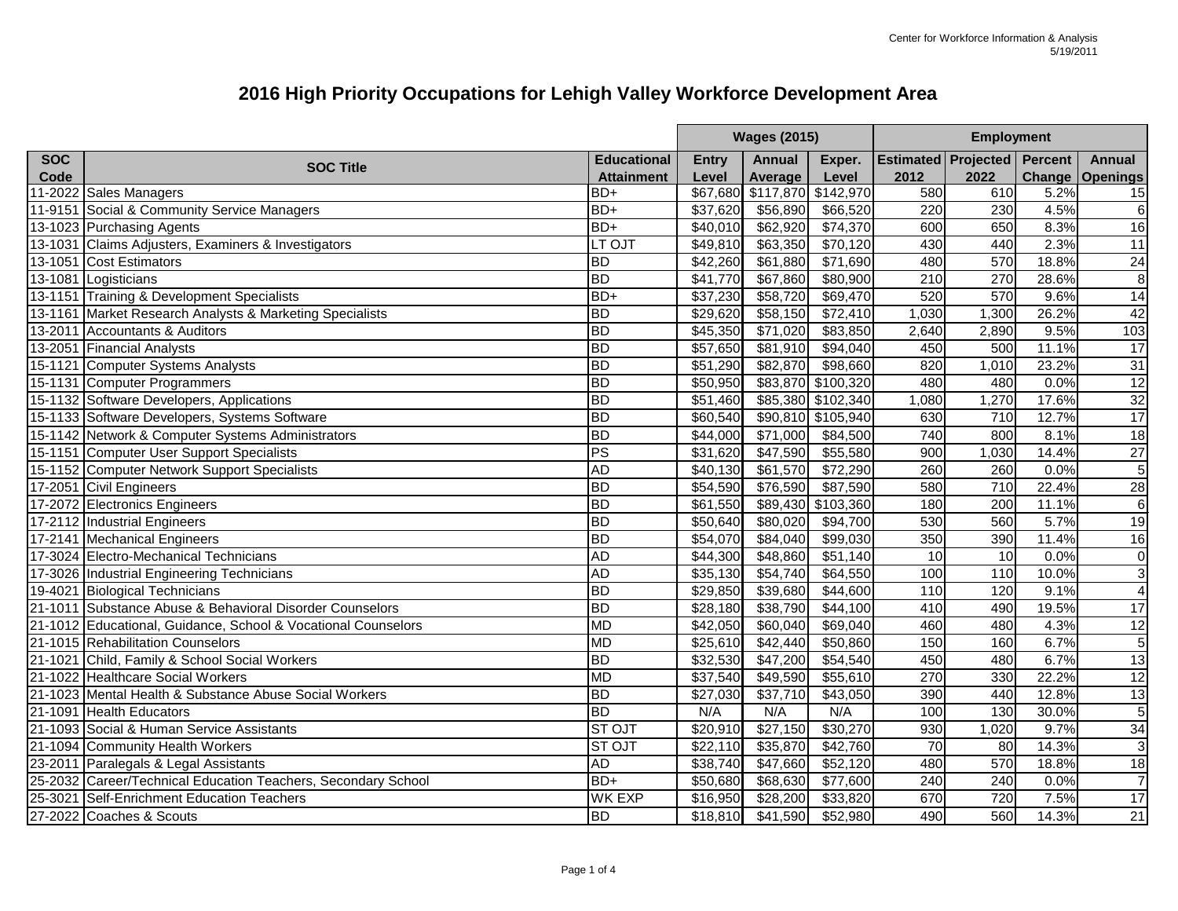# 2016 High Priority Occupations for Lehigh Valley Workforce Development Area

| SOC Code | SOC Title | Educational Attainment | Wages (2015) | | | Employment | | | |
|---|---|---|---|---|---|---|---|---|---|
| | | | Entry Level | Annual Average | Exper. Level | Estimated 2012 | Projected 2022 | Percent Change | Annual Openings |
| 11-2022 | Sales Managers | BD+ | $67,680 | $117,870 | $142,970 | 580 | 610 | 5.2% | 15 |
| 11-9151 | Social & Community Service Managers | BD+ | $37,620 | $56,890 | $66,520 | 220 | 230 | 4.5% | 6 |
| 13-1023 | Purchasing Agents | BD+ | $40,010 | $62,920 | $74,370 | 600 | 650 | 8.3% | 16 |
| 13-1031 | Claims Adjusters, Examiners & Investigators | LT OJT | $49,810 | $63,350 | $70,120 | 430 | 440 | 2.3% | 11 |
| 13-1051 | Cost Estimators | BD | $42,260 | $61,880 | $71,690 | 480 | 570 | 18.8% | 24 |
| 13-1081 | Logisticians | BD | $41,770 | $67,860 | $80,900 | 210 | 270 | 28.6% | 8 |
| 13-1151 | Training & Development Specialists | BD+ | $37,230 | $58,720 | $69,470 | 520 | 570 | 9.6% | 14 |
| 13-1161 | Market Research Analysts & Marketing Specialists | BD | $29,620 | $58,150 | $72,410 | 1,030 | 1,300 | 26.2% | 42 |
| 13-2011 | Accountants & Auditors | BD | $45,350 | $71,020 | $83,850 | 2,640 | 2,890 | 9.5% | 103 |
| 13-2051 | Financial Analysts | BD | $57,650 | $81,910 | $94,040 | 450 | 500 | 11.1% | 17 |
| 15-1121 | Computer Systems Analysts | BD | $51,290 | $82,870 | $98,660 | 820 | 1,010 | 23.2% | 31 |
| 15-1131 | Computer Programmers | BD | $50,950 | $83,870 | $100,320 | 480 | 480 | 0.0% | 12 |
| 15-1132 | Software Developers, Applications | BD | $51,460 | $85,380 | $102,340 | 1,080 | 1,270 | 17.6% | 32 |
| 15-1133 | Software Developers, Systems Software | BD | $60,540 | $90,810 | $105,940 | 630 | 710 | 12.7% | 17 |
| 15-1142 | Network & Computer Systems Administrators | BD | $44,000 | $71,000 | $84,500 | 740 | 800 | 8.1% | 18 |
| 15-1151 | Computer User Support Specialists | PS | $31,620 | $47,590 | $55,580 | 900 | 1,030 | 14.4% | 27 |
| 15-1152 | Computer Network Support Specialists | AD | $40,130 | $61,570 | $72,290 | 260 | 260 | 0.0% | 5 |
| 17-2051 | Civil Engineers | BD | $54,590 | $76,590 | $87,590 | 580 | 710 | 22.4% | 28 |
| 17-2072 | Electronics Engineers | BD | $61,550 | $89,430 | $103,360 | 180 | 200 | 11.1% | 6 |
| 17-2112 | Industrial Engineers | BD | $50,640 | $80,020 | $94,700 | 530 | 560 | 5.7% | 19 |
| 17-2141 | Mechanical Engineers | BD | $54,070 | $84,040 | $99,030 | 350 | 390 | 11.4% | 16 |
| 17-3024 | Electro-Mechanical Technicians | AD | $44,300 | $48,860 | $51,140 | 10 | 10 | 0.0% | 0 |
| 17-3026 | Industrial Engineering Technicians | AD | $35,130 | $54,740 | $64,550 | 100 | 110 | 10.0% | 3 |
| 19-4021 | Biological Technicians | BD | $29,850 | $39,680 | $44,600 | 110 | 120 | 9.1% | 4 |
| 21-1011 | Substance Abuse & Behavioral Disorder Counselors | BD | $28,180 | $38,790 | $44,100 | 410 | 490 | 19.5% | 17 |
| 21-1012 | Educational, Guidance, School & Vocational Counselors | MD | $42,050 | $60,040 | $69,040 | 460 | 480 | 4.3% | 12 |
| 21-1015 | Rehabilitation Counselors | MD | $25,610 | $42,440 | $50,860 | 150 | 160 | 6.7% | 5 |
| 21-1021 | Child, Family & School Social Workers | BD | $32,530 | $47,200 | $54,540 | 450 | 480 | 6.7% | 13 |
| 21-1022 | Healthcare Social Workers | MD | $37,540 | $49,590 | $55,610 | 270 | 330 | 22.2% | 12 |
| 21-1023 | Mental Health & Substance Abuse Social Workers | BD | $27,030 | $37,710 | $43,050 | 390 | 440 | 12.8% | 13 |
| 21-1091 | Health Educators | BD | N/A | N/A | N/A | 100 | 130 | 30.0% | 5 |
| 21-1093 | Social & Human Service Assistants | ST OJT | $20,910 | $27,150 | $30,270 | 930 | 1,020 | 9.7% | 34 |
| 21-1094 | Community Health Workers | ST OJT | $22,110 | $35,870 | $42,760 | 70 | 80 | 14.3% | 3 |
| 23-2011 | Paralegals & Legal Assistants | AD | $38,740 | $47,660 | $52,120 | 480 | 570 | 18.8% | 18 |
| 25-2032 | Career/Technical Education Teachers, Secondary School | BD+ | $50,680 | $68,630 | $77,600 | 240 | 240 | 0.0% | 7 |
| 25-3021 | Self-Enrichment Education Teachers | WK EXP | $16,950 | $28,200 | $33,820 | 670 | 720 | 7.5% | 17 |
| 27-2022 | Coaches & Scouts | BD | $18,810 | $41,590 | $52,980 | 490 | 560 | 14.3% | 21 |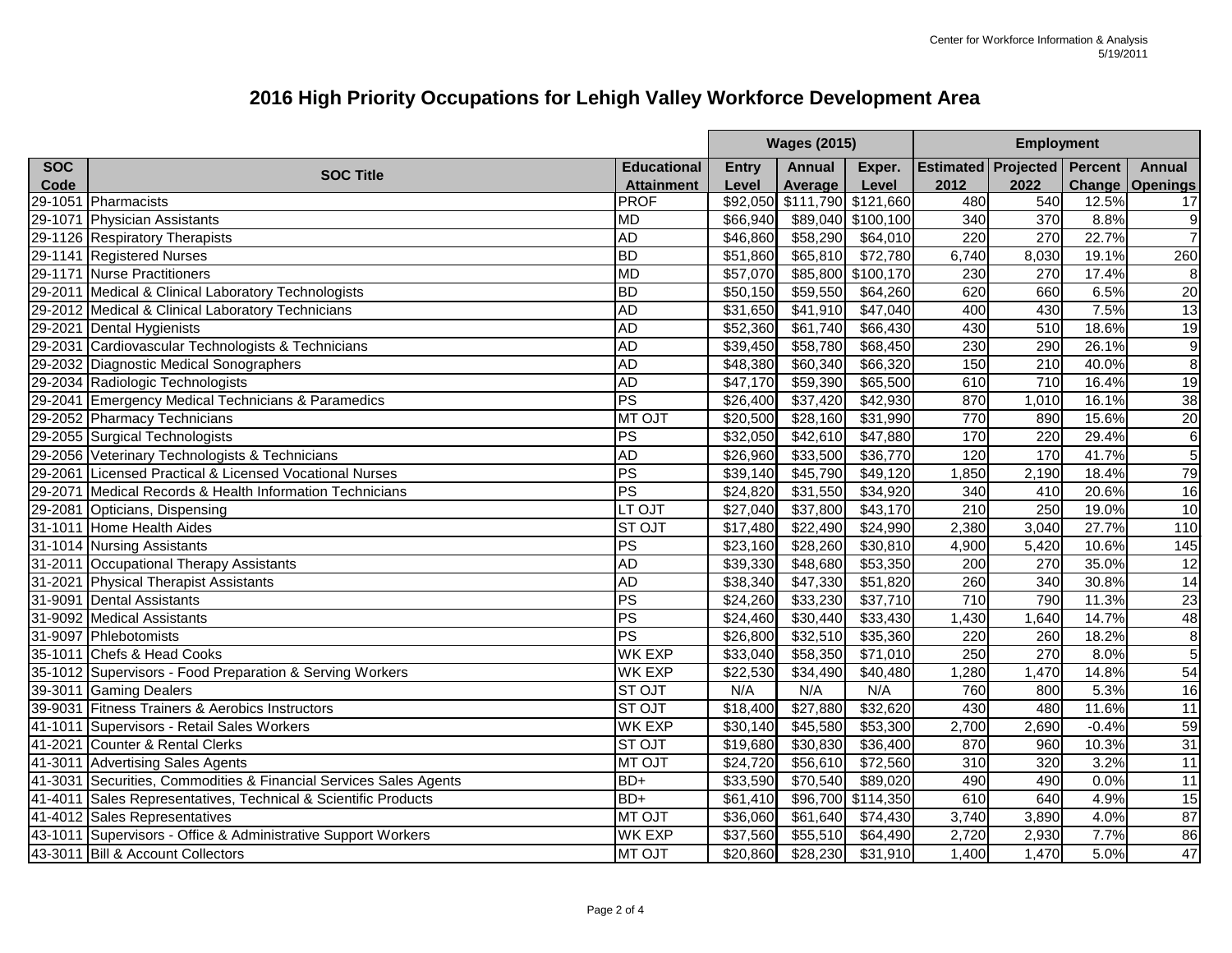# 2016 High Priority Occupations for Lehigh Valley Workforce Development Area

| | | | Wages (2015) | | | Employment | | | |
|---|---|---|---|---|---|---|---|---|---|
| SOC Code | SOC Title | Educational Attainment | Entry Level | Annual Average | Exper. Level | Estimated 2012 | Projected 2022 | Percent Change | Annual Openings |
| 29-1051 | Pharmacists | PROF | $92,050 | $111,790 | $121,660 | 480 | 540 | 12.5% | 17 |
| 29-1071 | Physician Assistants | MD | $66,940 | $89,040 | $100,100 | 340 | 370 | 8.8% | 9 |
| 29-1126 | Respiratory Therapists | AD | $46,860 | $58,290 | $64,010 | 220 | 270 | 22.7% | 7 |
| 29-1141 | Registered Nurses | BD | $51,860 | $65,810 | $72,780 | 6,740 | 8,030 | 19.1% | 260 |
| 29-1171 | Nurse Practitioners | MD | $57,070 | $85,800 | $100,170 | 230 | 270 | 17.4% | 8 |
| 29-2011 | Medical & Clinical Laboratory Technologists | BD | $50,150 | $59,550 | $64,260 | 620 | 660 | 6.5% | 20 |
| 29-2012 | Medical & Clinical Laboratory Technicians | AD | $31,650 | $41,910 | $47,040 | 400 | 430 | 7.5% | 13 |
| 29-2021 | Dental Hygienists | AD | $52,360 | $61,740 | $66,430 | 430 | 510 | 18.6% | 19 |
| 29-2031 | Cardiovascular Technologists & Technicians | AD | $39,450 | $58,780 | $68,450 | 230 | 290 | 26.1% | 9 |
| 29-2032 | Diagnostic Medical Sonographers | AD | $48,380 | $60,340 | $66,320 | 150 | 210 | 40.0% | 8 |
| 29-2034 | Radiologic Technologists | AD | $47,170 | $59,390 | $65,500 | 610 | 710 | 16.4% | 19 |
| 29-2041 | Emergency Medical Technicians & Paramedics | PS | $26,400 | $37,420 | $42,930 | 870 | 1,010 | 16.1% | 38 |
| 29-2052 | Pharmacy Technicians | MT OJT | $20,500 | $28,160 | $31,990 | 770 | 890 | 15.6% | 20 |
| 29-2055 | Surgical Technologists | PS | $32,050 | $42,610 | $47,880 | 170 | 220 | 29.4% | 6 |
| 29-2056 | Veterinary Technologists & Technicians | AD | $26,960 | $33,500 | $36,770 | 120 | 170 | 41.7% | 5 |
| 29-2061 | Licensed Practical & Licensed Vocational Nurses | PS | $39,140 | $45,790 | $49,120 | 1,850 | 2,190 | 18.4% | 79 |
| 29-2071 | Medical Records & Health Information Technicians | PS | $24,820 | $31,550 | $34,920 | 340 | 410 | 20.6% | 16 |
| 29-2081 | Opticians, Dispensing | LT OJT | $27,040 | $37,800 | $43,170 | 210 | 250 | 19.0% | 10 |
| 31-1011 | Home Health Aides | ST OJT | $17,480 | $22,490 | $24,990 | 2,380 | 3,040 | 27.7% | 110 |
| 31-1014 | Nursing Assistants | PS | $23,160 | $28,260 | $30,810 | 4,900 | 5,420 | 10.6% | 145 |
| 31-2011 | Occupational Therapy Assistants | AD | $39,330 | $48,680 | $53,350 | 200 | 270 | 35.0% | 12 |
| 31-2021 | Physical Therapist Assistants | AD | $38,340 | $47,330 | $51,820 | 260 | 340 | 30.8% | 14 |
| 31-9091 | Dental Assistants | PS | $24,260 | $33,230 | $37,710 | 710 | 790 | 11.3% | 23 |
| 31-9092 | Medical Assistants | PS | $24,460 | $30,440 | $33,430 | 1,430 | 1,640 | 14.7% | 48 |
| 31-9097 | Phlebotomists | PS | $26,800 | $32,510 | $35,360 | 220 | 260 | 18.2% | 8 |
| 35-1011 | Chefs & Head Cooks | WK EXP | $33,040 | $58,350 | $71,010 | 250 | 270 | 8.0% | 5 |
| 35-1012 | Supervisors - Food Preparation & Serving Workers | WK EXP | $22,530 | $34,490 | $40,480 | 1,280 | 1,470 | 14.8% | 54 |
| 39-3011 | Gaming Dealers | ST OJT | N/A | N/A | N/A | 760 | 800 | 5.3% | 16 |
| 39-9031 | Fitness Trainers & Aerobics Instructors | ST OJT | $18,400 | $27,880 | $32,620 | 430 | 480 | 11.6% | 11 |
| 41-1011 | Supervisors - Retail Sales Workers | WK EXP | $30,140 | $45,580 | $53,300 | 2,700 | 2,690 | -0.4% | 59 |
| 41-2021 | Counter & Rental Clerks | ST OJT | $19,680 | $30,830 | $36,400 | 870 | 960 | 10.3% | 31 |
| 41-3011 | Advertising Sales Agents | MT OJT | $24,720 | $56,610 | $72,560 | 310 | 320 | 3.2% | 11 |
| 41-3031 | Securities, Commodities & Financial Services Sales Agents | BD+ | $33,590 | $70,540 | $89,020 | 490 | 490 | 0.0% | 11 |
| 41-4011 | Sales Representatives, Technical & Scientific Products | BD+ | $61,410 | $96,700 | $114,350 | 610 | 640 | 4.9% | 15 |
| 41-4012 | Sales Representatives | MT OJT | $36,060 | $61,640 | $74,430 | 3,740 | 3,890 | 4.0% | 87 |
| 43-1011 | Supervisors - Office & Administrative Support Workers | WK EXP | $37,560 | $55,510 | $64,490 | 2,720 | 2,930 | 7.7% | 86 |
| 43-3011 | Bill & Account Collectors | MT OJT | $20,860 | $28,230 | $31,910 | 1,400 | 1,470 | 5.0% | 47 |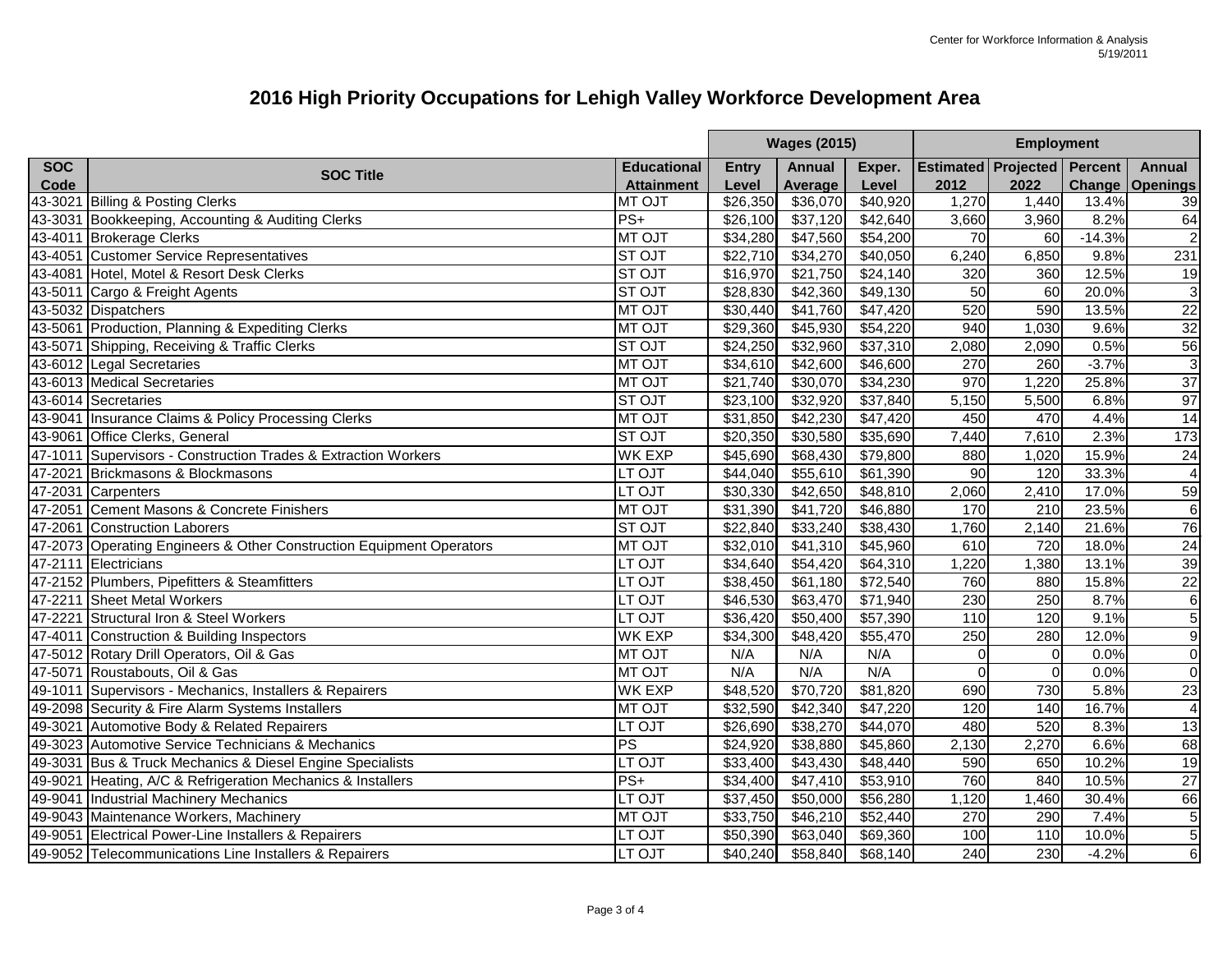# 2016 High Priority Occupations for Lehigh Valley Workforce Development Area

| SOC Code | SOC Title | Educational Attainment | Wages (2015) Entry Level | Annual Average | Exper. Level | Employment Estimated 2012 | Projected 2022 | Percent Change | Annual Openings |
|---|---|---|---|---|---|---|---|---|---|
| 43-3021 | Billing & Posting Clerks | MT OJT | $26,350 | $36,070 | $40,920 | 1,270 | 1,440 | 13.4% | 39 |
| 43-3031 | Bookkeeping, Accounting & Auditing Clerks | PS+ | $26,100 | $37,120 | $42,640 | 3,660 | 3,960 | 8.2% | 64 |
| 43-4011 | Brokerage Clerks | MT OJT | $34,280 | $47,560 | $54,200 | 70 | 60 | -14.3% | 2 |
| 43-4051 | Customer Service Representatives | ST OJT | $22,710 | $34,270 | $40,050 | 6,240 | 6,850 | 9.8% | 231 |
| 43-4081 | Hotel, Motel & Resort Desk Clerks | ST OJT | $16,970 | $21,750 | $24,140 | 320 | 360 | 12.5% | 19 |
| 43-5011 | Cargo & Freight Agents | ST OJT | $28,830 | $42,360 | $49,130 | 50 | 60 | 20.0% | 3 |
| 43-5032 | Dispatchers | MT OJT | $30,440 | $41,760 | $47,420 | 520 | 590 | 13.5% | 22 |
| 43-5061 | Production, Planning & Expediting Clerks | MT OJT | $29,360 | $45,930 | $54,220 | 940 | 1,030 | 9.6% | 32 |
| 43-5071 | Shipping, Receiving & Traffic Clerks | ST OJT | $24,250 | $32,960 | $37,310 | 2,080 | 2,090 | 0.5% | 56 |
| 43-6012 | Legal Secretaries | MT OJT | $34,610 | $42,600 | $46,600 | 270 | 260 | -3.7% | 3 |
| 43-6013 | Medical Secretaries | MT OJT | $21,740 | $30,070 | $34,230 | 970 | 1,220 | 25.8% | 37 |
| 43-6014 | Secretaries | ST OJT | $23,100 | $32,920 | $37,840 | 5,150 | 5,500 | 6.8% | 97 |
| 43-9041 | Insurance Claims & Policy Processing Clerks | MT OJT | $31,850 | $42,230 | $47,420 | 450 | 470 | 4.4% | 14 |
| 43-9061 | Office Clerks, General | ST OJT | $20,350 | $30,580 | $35,690 | 7,440 | 7,610 | 2.3% | 173 |
| 47-1011 | Supervisors - Construction Trades & Extraction Workers | WK EXP | $45,690 | $68,430 | $79,800 | 880 | 1,020 | 15.9% | 24 |
| 47-2021 | Brickmasons & Blockmasons | LT OJT | $44,040 | $55,610 | $61,390 | 90 | 120 | 33.3% | 4 |
| 47-2031 | Carpenters | LT OJT | $30,330 | $42,650 | $48,810 | 2,060 | 2,410 | 17.0% | 59 |
| 47-2051 | Cement Masons & Concrete Finishers | MT OJT | $31,390 | $41,720 | $46,880 | 170 | 210 | 23.5% | 6 |
| 47-2061 | Construction Laborers | ST OJT | $22,840 | $33,240 | $38,430 | 1,760 | 2,140 | 21.6% | 76 |
| 47-2073 | Operating Engineers & Other Construction Equipment Operators | MT OJT | $32,010 | $41,310 | $45,960 | 610 | 720 | 18.0% | 24 |
| 47-2111 | Electricians | LT OJT | $34,640 | $54,420 | $64,310 | 1,220 | 1,380 | 13.1% | 39 |
| 47-2152 | Plumbers, Pipefitters & Steamfitters | LT OJT | $38,450 | $61,180 | $72,540 | 760 | 880 | 15.8% | 22 |
| 47-2211 | Sheet Metal Workers | LT OJT | $46,530 | $63,470 | $71,940 | 230 | 250 | 8.7% | 6 |
| 47-2221 | Structural Iron & Steel Workers | LT OJT | $36,420 | $50,400 | $57,390 | 110 | 120 | 9.1% | 5 |
| 47-4011 | Construction & Building Inspectors | WK EXP | $34,300 | $48,420 | $55,470 | 250 | 280 | 12.0% | 9 |
| 47-5012 | Rotary Drill Operators, Oil & Gas | MT OJT | N/A | N/A | N/A | 0 | 0 | 0.0% | 0 |
| 47-5071 | Roustabouts, Oil & Gas | MT OJT | N/A | N/A | N/A | 0 | 0 | 0.0% | 0 |
| 49-1011 | Supervisors - Mechanics, Installers & Repairers | WK EXP | $48,520 | $70,720 | $81,820 | 690 | 730 | 5.8% | 23 |
| 49-2098 | Security & Fire Alarm Systems Installers | MT OJT | $32,590 | $42,340 | $47,220 | 120 | 140 | 16.7% | 4 |
| 49-3021 | Automotive Body & Related Repairers | LT OJT | $26,690 | $38,270 | $44,070 | 480 | 520 | 8.3% | 13 |
| 49-3023 | Automotive Service Technicians & Mechanics | PS | $24,920 | $38,880 | $45,860 | 2,130 | 2,270 | 6.6% | 68 |
| 49-3031 | Bus & Truck Mechanics & Diesel Engine Specialists | LT OJT | $33,400 | $43,430 | $48,440 | 590 | 650 | 10.2% | 19 |
| 49-9021 | Heating, A/C & Refrigeration Mechanics & Installers | PS+ | $34,400 | $47,410 | $53,910 | 760 | 840 | 10.5% | 27 |
| 49-9041 | Industrial Machinery Mechanics | LT OJT | $37,450 | $50,000 | $56,280 | 1,120 | 1,460 | 30.4% | 66 |
| 49-9043 | Maintenance Workers, Machinery | MT OJT | $33,750 | $46,210 | $52,440 | 270 | 290 | 7.4% | 5 |
| 49-9051 | Electrical Power-Line Installers & Repairers | LT OJT | $50,390 | $63,040 | $69,360 | 100 | 110 | 10.0% | 5 |
| 49-9052 | Telecommunications Line Installers & Repairers | LT OJT | $40,240 | $58,840 | $68,140 | 240 | 230 | -4.2% | 6 |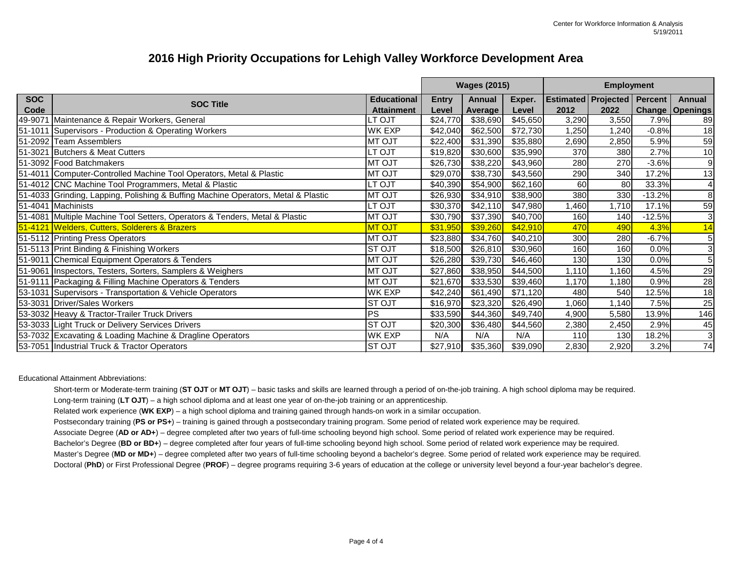Center for Workforce Information & Analysis
5/19/2011

# 2016 High Priority Occupations for Lehigh Valley Workforce Development Area

| | | | Wages (2015) | | | Employment | | | |
|---|---|---|---|---|---|---|---|---|---|
| **SOC Code** | **SOC Title** | **Educational Attainment** | **Entry Level** | **Annual Average** | **Exper. Level** | **Estimated 2012** | **Projected 2022** | **Percent Change** | **Annual Openings** |
| 49-9071 | Maintenance & Repair Workers, General | LT OJT | $24,770 | $38,690 | $45,650 | 3,290 | 3,550 | 7.9% | 89 |
| 51-1011 | Supervisors - Production & Operating Workers | WK EXP | $42,040 | $62,500 | $72,730 | 1,250 | 1,240 | -0.8% | 18 |
| 51-2092 | Team Assemblers | MT OJT | $22,400 | $31,390 | $35,880 | 2,690 | 2,850 | 5.9% | 59 |
| 51-3021 | Butchers & Meat Cutters | LT OJT | $19,820 | $30,600 | $35,990 | 370 | 380 | 2.7% | 10 |
| 51-3092 | Food Batchmakers | MT OJT | $26,730 | $38,220 | $43,960 | 280 | 270 | -3.6% | 9 |
| 51-4011 | Computer-Controlled Machine Tool Operators, Metal & Plastic | MT OJT | $29,070 | $38,730 | $43,560 | 290 | 340 | 17.2% | 13 |
| 51-4012 | CNC Machine Tool Programmers, Metal & Plastic | LT OJT | $40,390 | $54,900 | $62,160 | 60 | 80 | 33.3% | 4 |
| 51-4033 | Grinding, Lapping, Polishing & Buffing Machine Operators, Metal & Plastic | MT OJT | $26,930 | $34,910 | $38,900 | 380 | 330 | -13.2% | 8 |
| 51-4041 | Machinists | LT OJT | $30,370 | $42,110 | $47,980 | 1,460 | 1,710 | 17.1% | 59 |
| 51-4081 | Multiple Machine Tool Setters, Operators & Tenders, Metal & Plastic | MT OJT | $30,790 | $37,390 | $40,700 | 160 | 140 | -12.5% | 3 |
| 51-4121 | Welders, Cutters, Solderers & Brazers | MT OJT | $31,950 | $39,260 | $42,910 | 470 | 490 | 4.3% | 14 |
| 51-5112 | Printing Press Operators | MT OJT | $23,880 | $34,760 | $40,210 | 300 | 280 | -6.7% | 5 |
| 51-5113 | Print Binding & Finishing Workers | ST OJT | $18,500 | $26,810 | $30,960 | 160 | 160 | 0.0% | 3 |
| 51-9011 | Chemical Equipment Operators & Tenders | MT OJT | $26,280 | $39,730 | $46,460 | 130 | 130 | 0.0% | 5 |
| 51-9061 | Inspectors, Testers, Sorters, Samplers & Weighers | MT OJT | $27,860 | $38,950 | $44,500 | 1,110 | 1,160 | 4.5% | 29 |
| 51-9111 | Packaging & Filling Machine Operators & Tenders | MT OJT | $21,670 | $33,530 | $39,460 | 1,170 | 1,180 | 0.9% | 28 |
| 53-1031 | Supervisors - Transportation & Vehicle Operators | WK EXP | $42,240 | $61,490 | $71,120 | 480 | 540 | 12.5% | 18 |
| 53-3031 | Driver/Sales Workers | ST OJT | $16,970 | $23,320 | $26,490 | 1,060 | 1,140 | 7.5% | 25 |
| 53-3032 | Heavy & Tractor-Trailer Truck Drivers | PS | $33,590 | $44,360 | $49,740 | 4,900 | 5,580 | 13.9% | 146 |
| 53-3033 | Light Truck or Delivery Services Drivers | ST OJT | $20,300 | $36,480 | $44,560 | 2,380 | 2,450 | 2.9% | 45 |
| 53-7032 | Excavating & Loading Machine & Dragline Operators | WK EXP | N/A | N/A | N/A | 110 | 130 | 18.2% | 3 |
| 53-7051 | Industrial Truck & Tractor Operators | ST OJT | $27,910 | $35,360 | $39,090 | 2,830 | 2,920 | 3.2% | 74 |

Educational Attainment Abbreviations:

Short-term or Moderate-term training (**ST OJT** or **MT OJT**) – basic tasks and skills are learned through a period of on-the-job training. A high school diploma may be required.

Long-term training (**LT OJT**) – a high school diploma and at least one year of on-the-job training or an apprenticeship.

Related work experience (**WK EXP**) – a high school diploma and training gained through hands-on work in a similar occupation.

Postsecondary training (**PS or PS+**) – training is gained through a postsecondary training program. Some period of related work experience may be required.

Associate Degree (**AD or AD+**) – degree completed after two years of full-time schooling beyond high school. Some period of related work experience may be required.

Bachelor's Degree (**BD or BD+**) – degree completed after four years of full-time schooling beyond high school. Some period of related work experience may be required.

Master's Degree (**MD or MD+**) – degree completed after two years of full-time schooling beyond a bachelor's degree. Some period of related work experience may be required.

Doctoral (**PhD**) or First Professional Degree (**PROF**) – degree programs requiring 3-6 years of education at the college or university level beyond a four-year bachelor's degree.